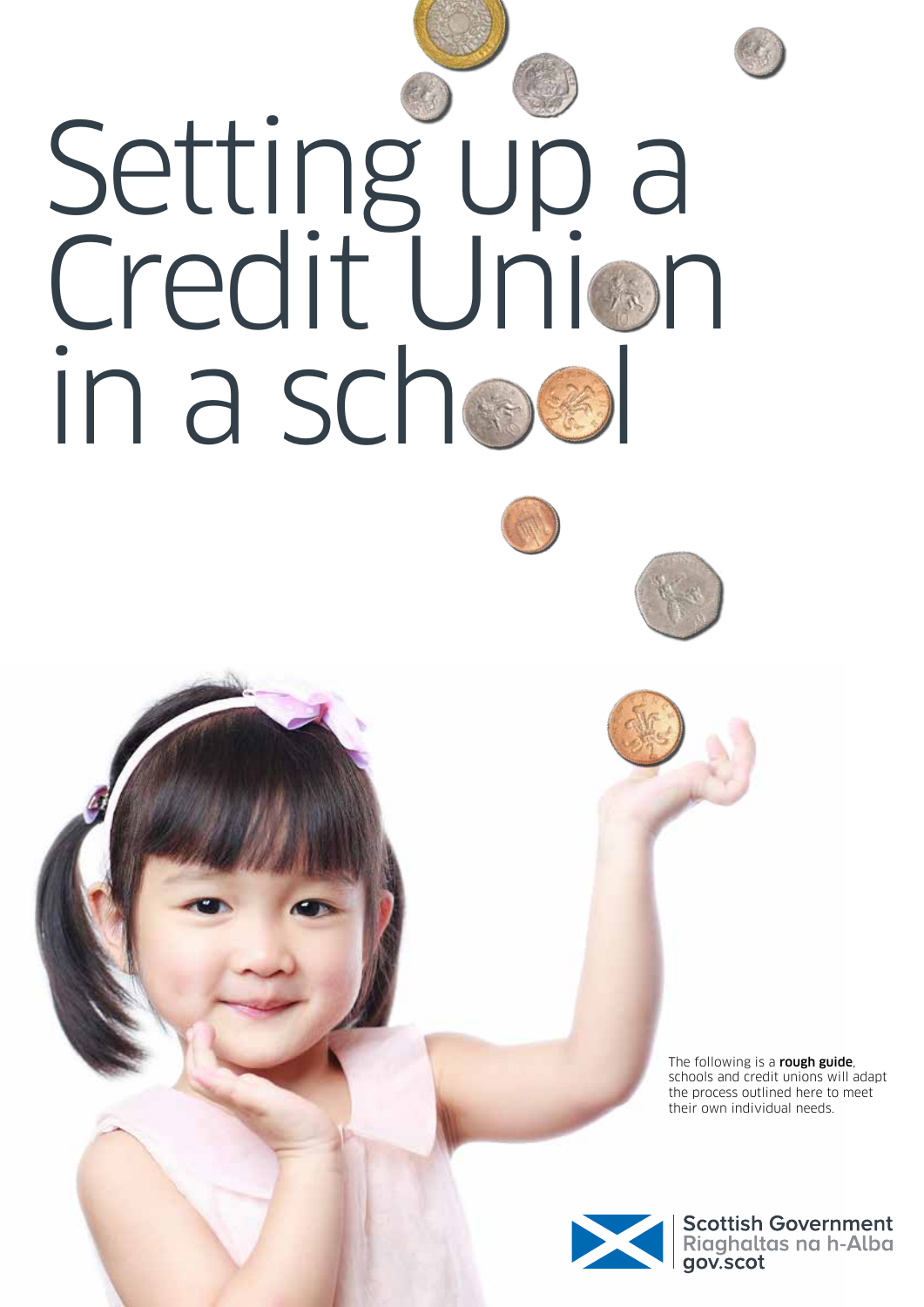# Setting up a Credit Union in a school

The following is a **rough guide**, schools and credit unions will adapt the process outlined here to meet their own individual needs.

Scottish Government
Riaghaltas na h-Alba
gov.scot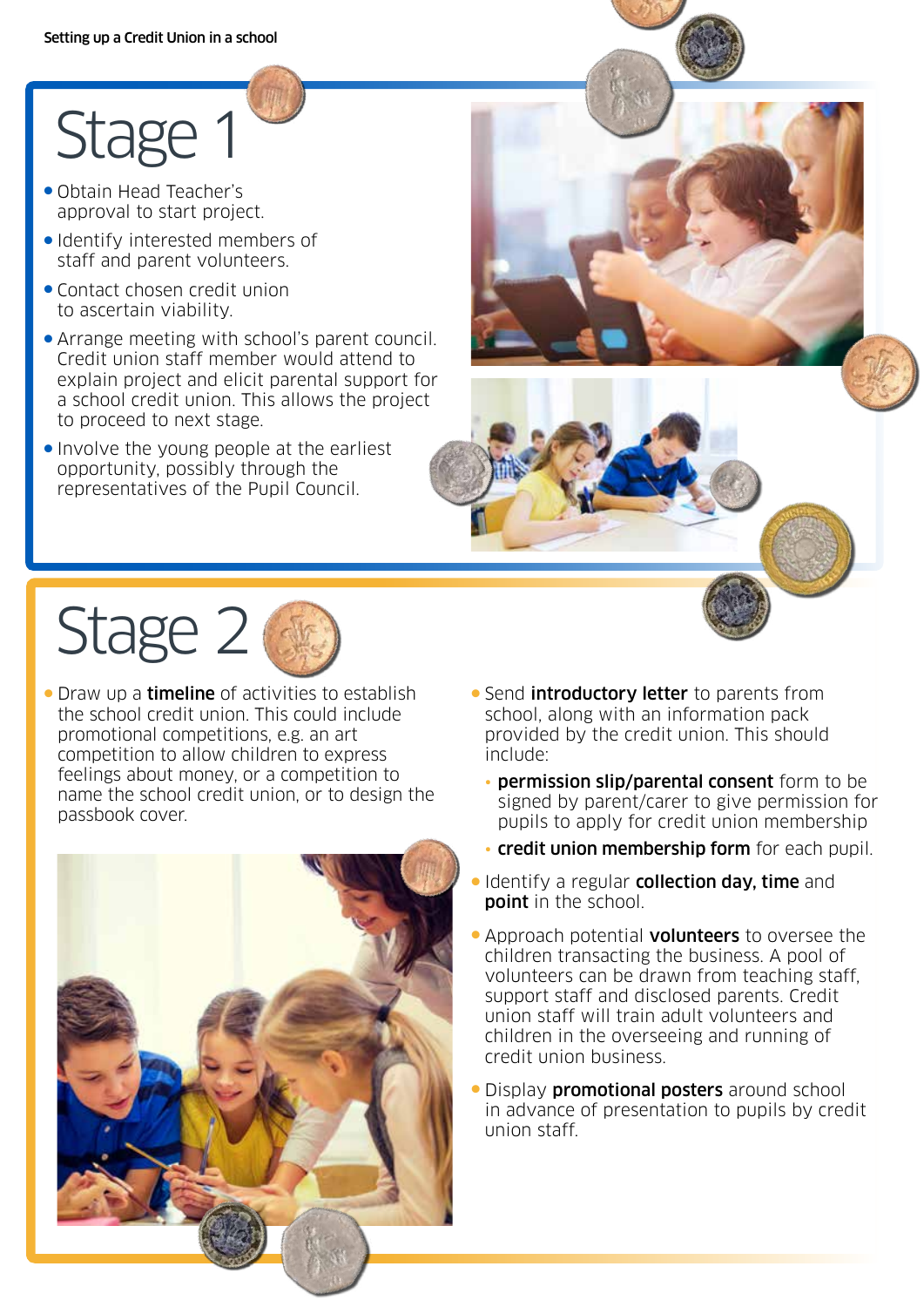# Stage 1

- Obtain Head Teacher's approval to start project.
- Identify interested members of staff and parent volunteers.
- Contact chosen credit union to ascertain viability.
- Arrange meeting with school's parent council. Credit union staff member would attend to explain project and elicit parental support for a school credit union. This allows the project to proceed to next stage.
- Involve the young people at the earliest opportunity, possibly through the representatives of the Pupil Council.

# Stage 2

- Draw up a **timeline** of activities to establish the school credit union. This could include promotional competitions, e.g. an art competition to allow children to express feelings about money, or a competition to name the school credit union, or to design the passbook cover.
- Send **introductory letter** to parents from school, along with an information pack provided by the credit union. This should include:
  - **permission slip/parental consent** form to be signed by parent/carer to give permission for pupils to apply for credit union membership
  - **credit union membership form** for each pupil.
- Identify a regular **collection day, time** and **point** in the school.
- Approach potential **volunteers** to oversee the children transacting the business. A pool of volunteers can be drawn from teaching staff, support staff and disclosed parents. Credit union staff will train adult volunteers and children in the overseeing and running of credit union business.
- Display **promotional posters** around school in advance of presentation to pupils by credit union staff.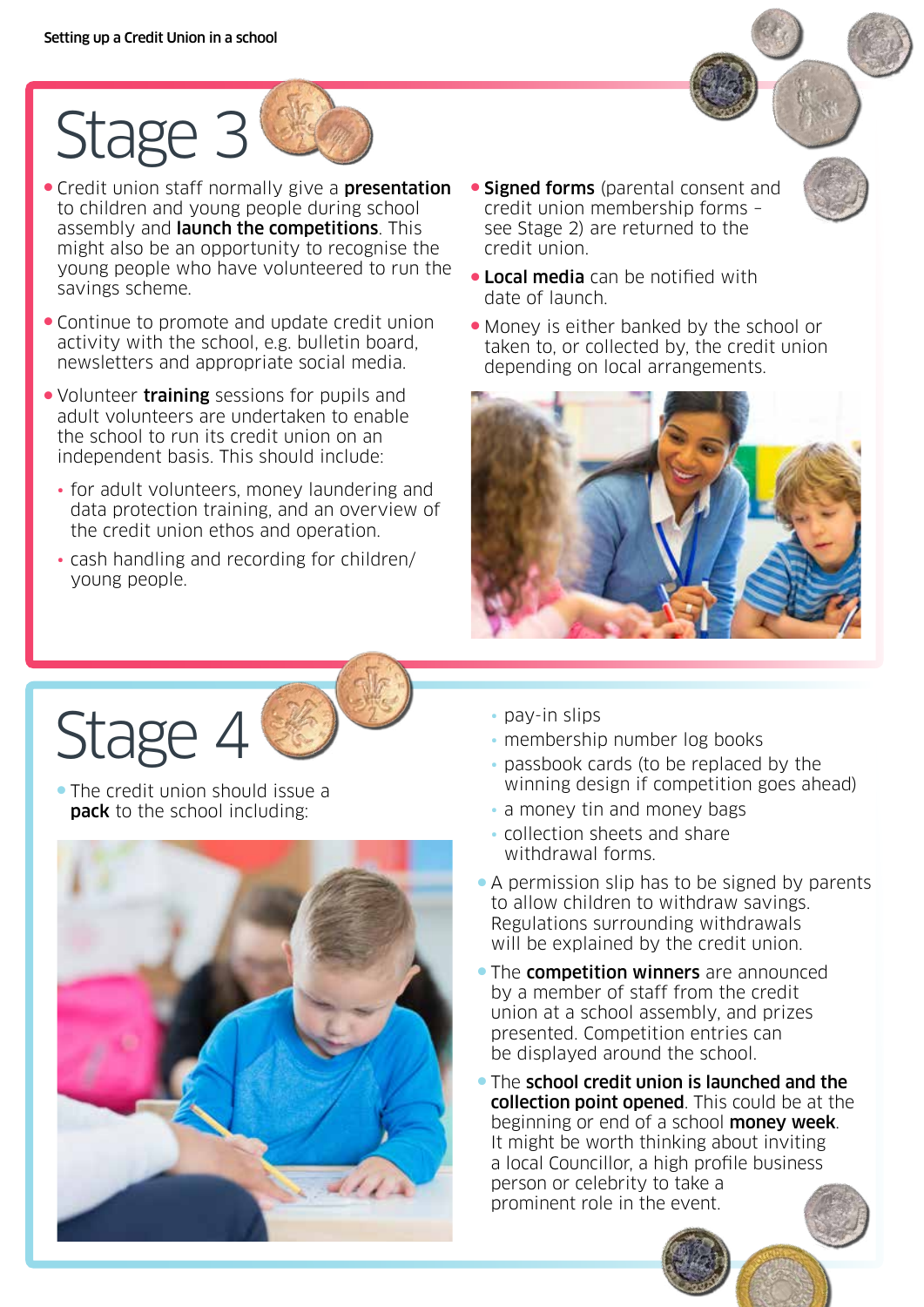# Stage 3

- Credit union staff normally give a **presentation** to children and young people during school assembly and **launch the competitions**. This might also be an opportunity to recognise the young people who have volunteered to run the savings scheme.
- Continue to promote and update credit union activity with the school, e.g. bulletin board, newsletters and appropriate social media.
- Volunteer **training** sessions for pupils and adult volunteers are undertaken to enable the school to run its credit union on an independent basis. This should include:
  - for adult volunteers, money laundering and data protection training, and an overview of the credit union ethos and operation.
  - cash handling and recording for children/ young people.
- **Signed forms** (parental consent and credit union membership forms – see Stage 2) are returned to the credit union.
- **Local media** can be notified with date of launch.
- Money is either banked by the school or taken to, or collected by, the credit union depending on local arrangements.

# Stage 4

- The credit union should issue a **pack** to the school including:
  - pay-in slips
  - membership number log books
  - passbook cards (to be replaced by the winning design if competition goes ahead)
  - a money tin and money bags
  - collection sheets and share withdrawal forms.
- A permission slip has to be signed by parents to allow children to withdraw savings. Regulations surrounding withdrawals will be explained by the credit union.
- The **competition winners** are announced by a member of staff from the credit union at a school assembly, and prizes presented. Competition entries can be displayed around the school.
- The **school credit union is launched and the collection point opened**. This could be at the beginning or end of a school **money week**. It might be worth thinking about inviting a local Councillor, a high profile business person or celebrity to take a prominent role in the event.